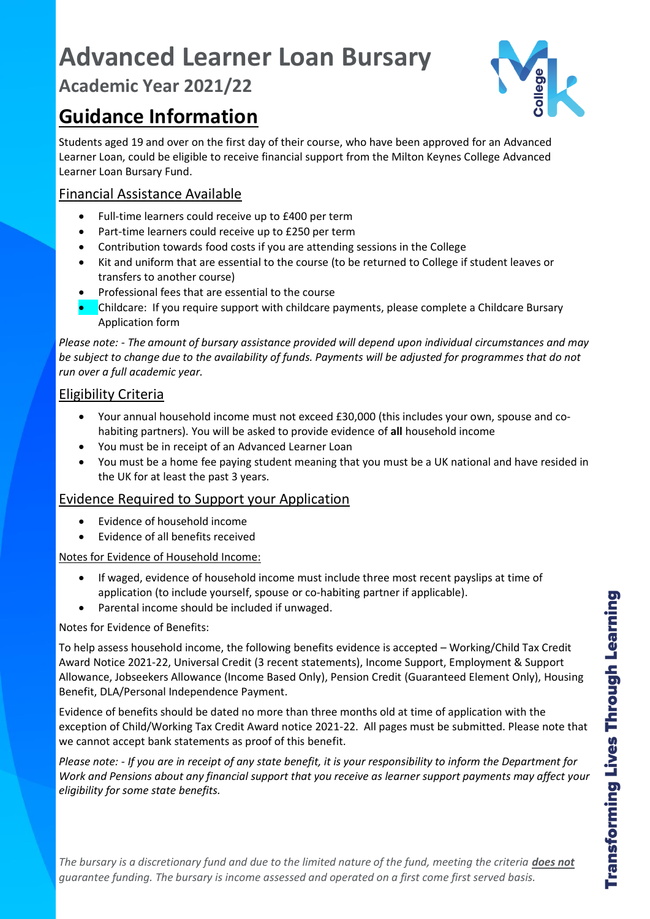# Advanced Learner Loan Bursary

## Academic Year 2021/22

## Guidance Information

Students aged 19 and over on the first day of their course, who have been approved for an Advanced Learner Loan, could be eligible to receive financial support from the Milton Keynes College Advanced Learner Loan Bursary Fund.

### Financial Assistance Available

- Full-time learners could receive up to £400 per term
- Part-time learners could receive up to £250 per term
- Contribution towards food costs if you are attending sessions in the College
- Kit and uniform that are essential to the course (to be returned to College if student leaves or transfers to another course)
- Professional fees that are essential to the course
- Childcare: If you require support with childcare payments, please complete a Childcare Bursary Application form

*Please note: - The amount of bursary assistance provided will depend upon individual circumstances and may be subject to change due to the availability of funds. Payments will be adjusted for programmes that do not run over a full academic year.*

### Eligibility Criteria

- Your annual household income must not exceed £30,000 (this includes your own, spouse and co-habiting partners). You will be asked to provide evidence of **all** household income
- You must be in receipt of an Advanced Learner Loan
- You must be a home fee paying student meaning that you must be a UK national and have resided in the UK for at least the past 3 years.

### Evidence Required to Support your Application

- Evidence of household income
- Evidence of all benefits received

Notes for Evidence of Household Income:

- If waged, evidence of household income must include three most recent payslips at time of application (to include yourself, spouse or co-habiting partner if applicable).
- Parental income should be included if unwaged.

Notes for Evidence of Benefits:

To help assess household income, the following benefits evidence is accepted – Working/Child Tax Credit Award Notice 2021-22, Universal Credit (3 recent statements), Income Support, Employment & Support Allowance, Jobseekers Allowance (Income Based Only), Pension Credit (Guaranteed Element Only), Housing Benefit, DLA/Personal Independence Payment.

Evidence of benefits should be dated no more than three months old at time of application with the exception of Child/Working Tax Credit Award notice 2021-22. All pages must be submitted. Please note that we cannot accept bank statements as proof of this benefit.

*Please note: - If you are in receipt of any state benefit, it is your responsibility to inform the Department for Work and Pensions about any financial support that you receive as learner support payments may affect your eligibility for some state benefits.*

*The bursary is a discretionary fund and due to the limited nature of the fund, meeting the criteria **does not** guarantee funding. The bursary is income assessed and operated on a first come first served basis.*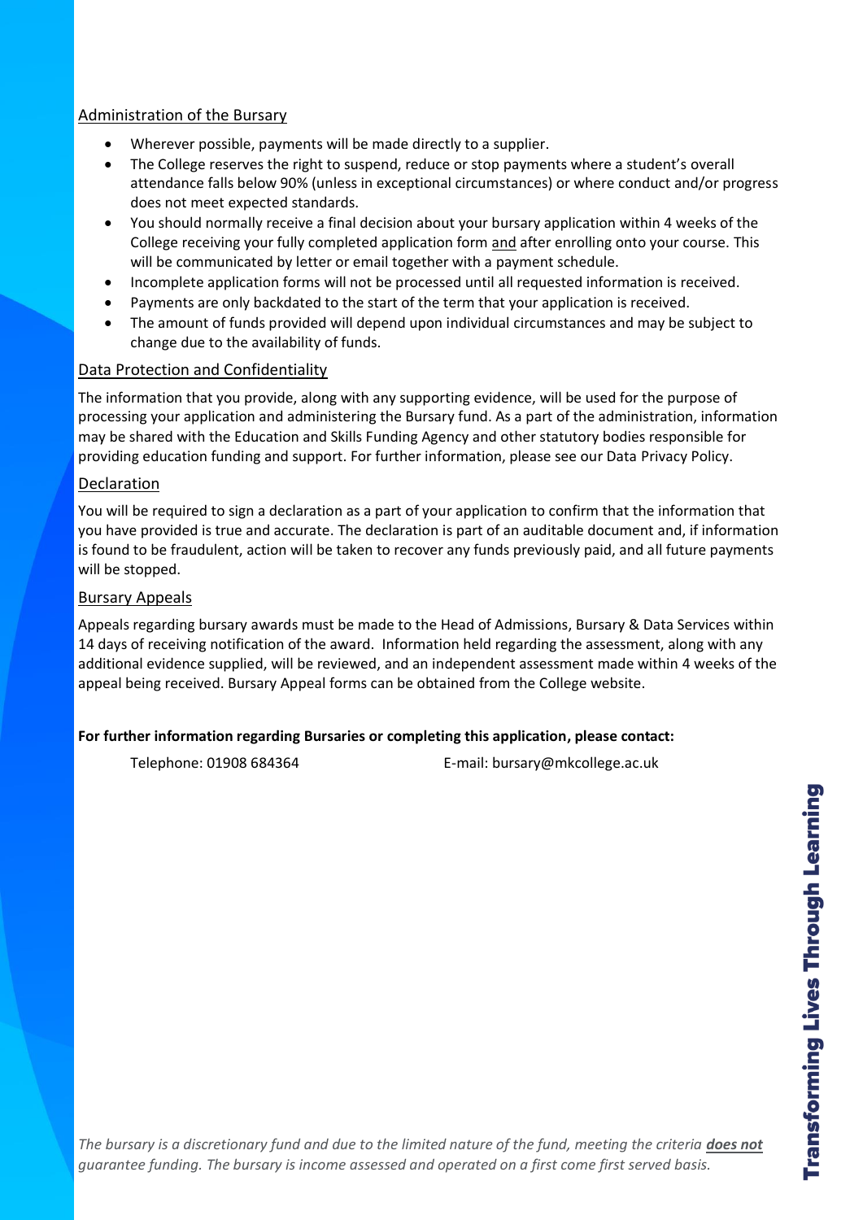## Administration of the Bursary

- Wherever possible, payments will be made directly to a supplier.
- The College reserves the right to suspend, reduce or stop payments where a student's overall attendance falls below 90% (unless in exceptional circumstances) or where conduct and/or progress does not meet expected standards.
- You should normally receive a final decision about your bursary application within 4 weeks of the College receiving your fully completed application form <u>and</u> after enrolling onto your course. This will be communicated by letter or email together with a payment schedule.
- Incomplete application forms will not be processed until all requested information is received.
- Payments are only backdated to the start of the term that your application is received.
- The amount of funds provided will depend upon individual circumstances and may be subject to change due to the availability of funds.

## Data Protection and Confidentiality

The information that you provide, along with any supporting evidence, will be used for the purpose of processing your application and administering the Bursary fund. As a part of the administration, information may be shared with the Education and Skills Funding Agency and other statutory bodies responsible for providing education funding and support. For further information, please see our Data Privacy Policy.

## Declaration

You will be required to sign a declaration as a part of your application to confirm that the information that you have provided is true and accurate. The declaration is part of an auditable document and, if information is found to be fraudulent, action will be taken to recover any funds previously paid, and all future payments will be stopped.

## Bursary Appeals

Appeals regarding bursary awards must be made to the Head of Admissions, Bursary & Data Services within 14 days of receiving notification of the award. Information held regarding the assessment, along with any additional evidence supplied, will be reviewed, and an independent assessment made within 4 weeks of the appeal being received. Bursary Appeal forms can be obtained from the College website.

**For further information regarding Bursaries or completing this application, please contact:**

Telephone: 01908 684364 E-mail: bursary@mkcollege.ac.uk

*The bursary is a discretionary fund and due to the limited nature of the fund, meeting the criteria* ***does not*** *guarantee funding. The bursary is income assessed and operated on a first come first served basis.*

**Transforming Lives Through Learning**